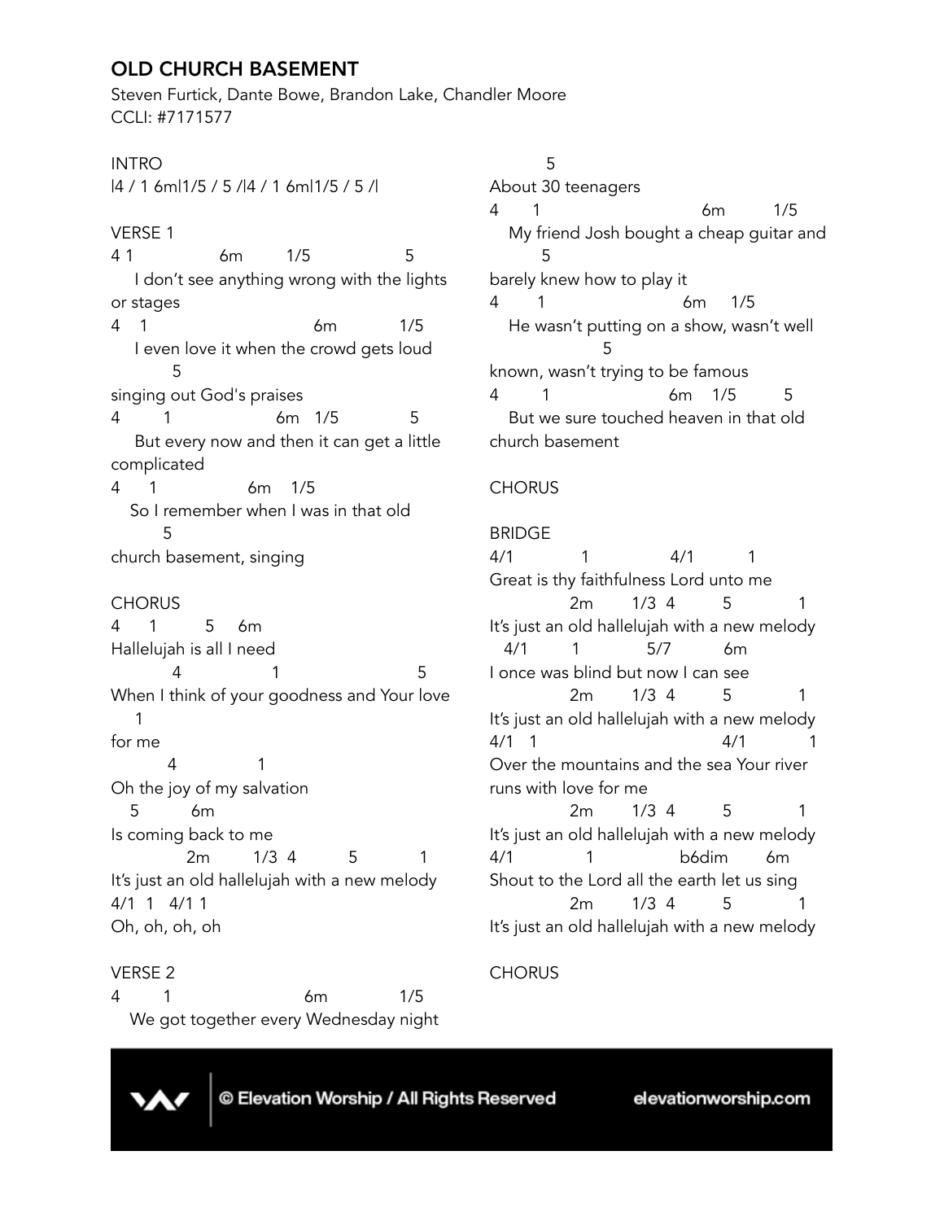# OLD CHURCH BASEMENT

Steven Furtick, Dante Bowe, Brandon Lake, Chandler Moore
CCLI: #7171577

```
INTRO
|4 / 1 6m|1/5 / 5 /|4 / 1 6m|1/5 / 5 /|

VERSE 1
4 1                6m        1/5                  5
    I don't see anything wrong with the lights
or stages
4    1                           6m           1/5
    I even love it when the crowd gets loud
          5
singing out God's praises
4        1                    6m   1/5             5
    But every now and then it can get a little
complicated
4      1                 6m    1/5
   So I remember when I was in that old
        5
church basement, singing

CHORUS
4     1          5     6m
Hallelujah is all I need
           4                 1                          5
When I think of your goodness and Your love
    1
for me
          4              1
Oh the joy of my salvation
   5          6m
Is coming back to me
             2m        1/3  4          5           1
It's just an old hallelujah with a new melody
4/1  1   4/1 1
Oh, oh, oh, oh

VERSE 2
4        1                         6m             1/5
   We got together every Wednesday night
            5
About 30 teenagers
4      1                          6m         1/5
   My friend Josh bought a cheap guitar and
         5
barely knew how to play it
4       1                        6m     1/5
   He wasn't putting on a show, wasn't well
                5
known, wasn't trying to be famous
4       1                  6m    1/5         5
   But we sure touched heaven in that old
church basement

CHORUS

BRIDGE
4/1            1               4/1          1
Great is thy faithfulness Lord unto me
             2m        1/3  4          5            1
It's just an old hallelujah with a new melody
   4/1         1            5/7           6m
I once was blind but now I can see
             2m        1/3  4          5            1
It's just an old hallelujah with a new melody
4/1   1                              4/1            1
Over the mountains and the sea Your river
runs with love for me
             2m        1/3  4          5            1
It's just an old hallelujah with a new melody
4/1             1              b6dim       6m
Shout to the Lord all the earth let us sing
             2m        1/3  4          5            1
It's just an old hallelujah with a new melody

CHORUS
```

© Elevation Worship / All Rights Reserved    elevationworship.com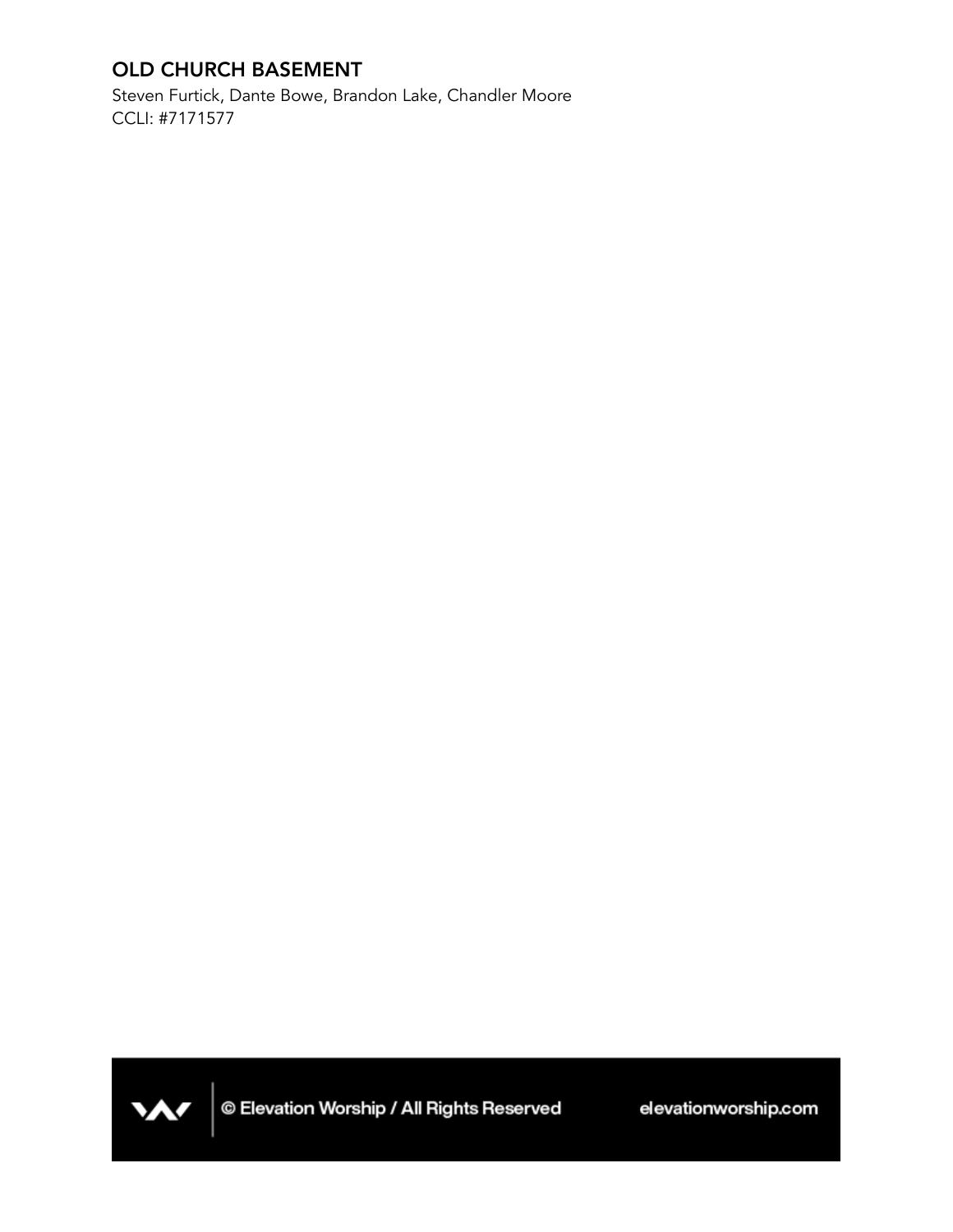# OLD CHURCH BASEMENT

Steven Furtick, Dante Bowe, Brandon Lake, Chandler Moore
CCLI: #7171577

© Elevation Worship / All Rights Reserved

elevationworship.com